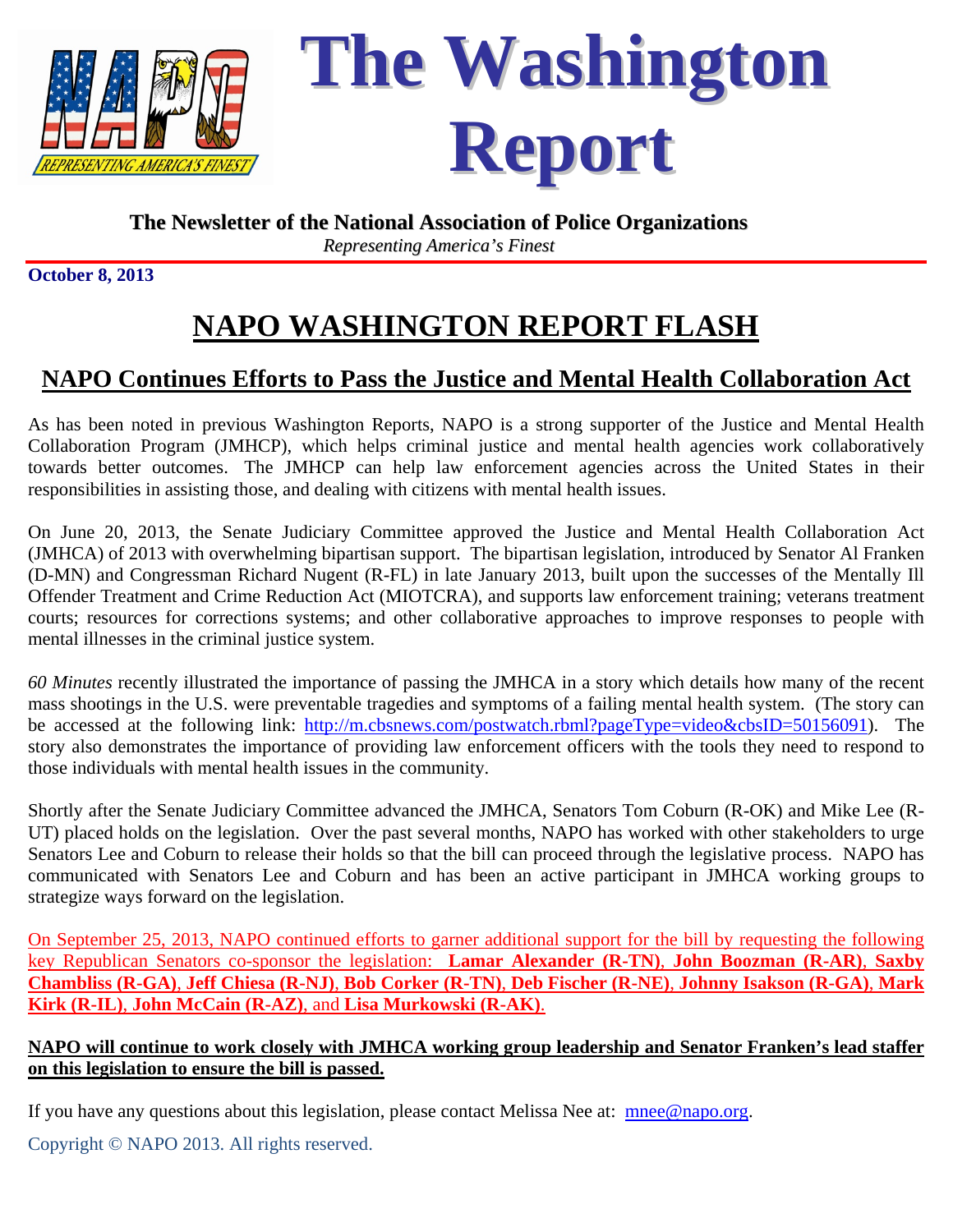# The Washington Report

**The Newsletter of the National Association of Police Organizations**

*Representing America's Finest*

**October 8, 2013**

# NAPO WASHINGTON REPORT FLASH

## NAPO Continues Efforts to Pass the Justice and Mental Health Collaboration Act

As has been noted in previous Washington Reports, NAPO is a strong supporter of the Justice and Mental Health Collaboration Program (JMHCP), which helps criminal justice and mental health agencies work collaboratively towards better outcomes. The JMHCP can help law enforcement agencies across the United States in their responsibilities in assisting those, and dealing with citizens with mental health issues.

On June 20, 2013, the Senate Judiciary Committee approved the Justice and Mental Health Collaboration Act (JMHCA) of 2013 with overwhelming bipartisan support. The bipartisan legislation, introduced by Senator Al Franken (D-MN) and Congressman Richard Nugent (R-FL) in late January 2013, built upon the successes of the Mentally Ill Offender Treatment and Crime Reduction Act (MIOTCRA), and supports law enforcement training; veterans treatment courts; resources for corrections systems; and other collaborative approaches to improve responses to people with mental illnesses in the criminal justice system.

*60 Minutes* recently illustrated the importance of passing the JMHCA in a story which details how many of the recent mass shootings in the U.S. were preventable tragedies and symptoms of a failing mental health system. (The story can be accessed at the following link: http://m.cbsnews.com/postwatch.rbml?pageType=video&cbsID=50156091). The story also demonstrates the importance of providing law enforcement officers with the tools they need to respond to those individuals with mental health issues in the community.

Shortly after the Senate Judiciary Committee advanced the JMHCA, Senators Tom Coburn (R-OK) and Mike Lee (R-UT) placed holds on the legislation. Over the past several months, NAPO has worked with other stakeholders to urge Senators Lee and Coburn to release their holds so that the bill can proceed through the legislative process. NAPO has communicated with Senators Lee and Coburn and has been an active participant in JMHCA working groups to strategize ways forward on the legislation.

On September 25, 2013, NAPO continued efforts to garner additional support for the bill by requesting the following key Republican Senators co-sponsor the legislation: **Lamar Alexander (R-TN)**, **John Boozman (R-AR)**, **Saxby Chambliss (R-GA)**, **Jeff Chiesa (R-NJ)**, **Bob Corker (R-TN)**, **Deb Fischer (R-NE)**, **Johnny Isakson (R-GA)**, **Mark Kirk (R-IL)**, **John McCain (R-AZ)**, and **Lisa Murkowski (R-AK)**.

**NAPO will continue to work closely with JMHCA working group leadership and Senator Franken's lead staffer on this legislation to ensure the bill is passed.**

If you have any questions about this legislation, please contact Melissa Nee at: mnee@napo.org.

Copyright © NAPO 2013. All rights reserved.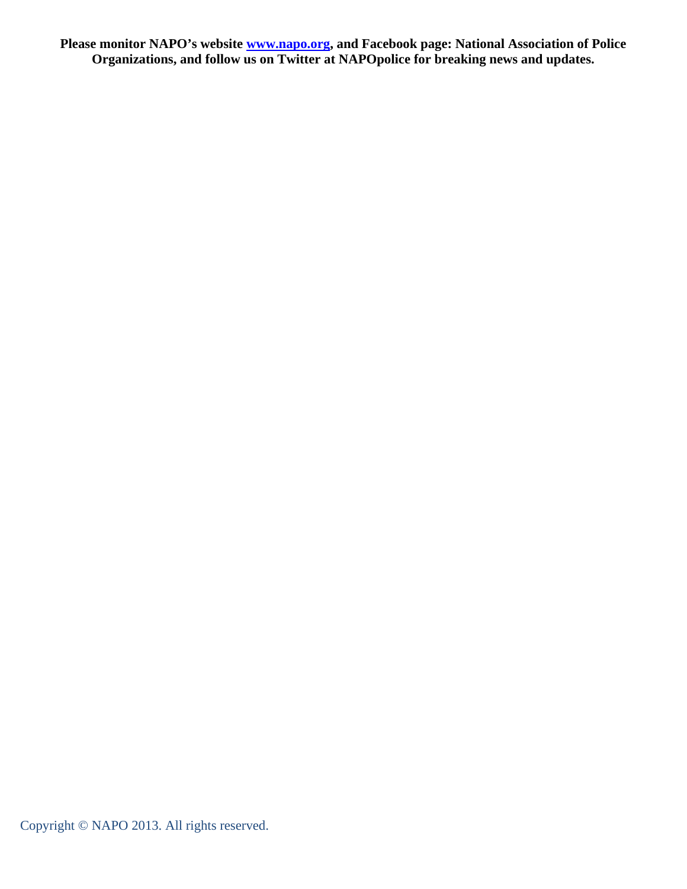**Please monitor NAPO's website [www.napo.org](http://www.napo.org), and Facebook page: National Association of Police Organizations, and follow us on Twitter at NAPOpolice for breaking news and updates.**

Copyright © NAPO 2013. All rights reserved.